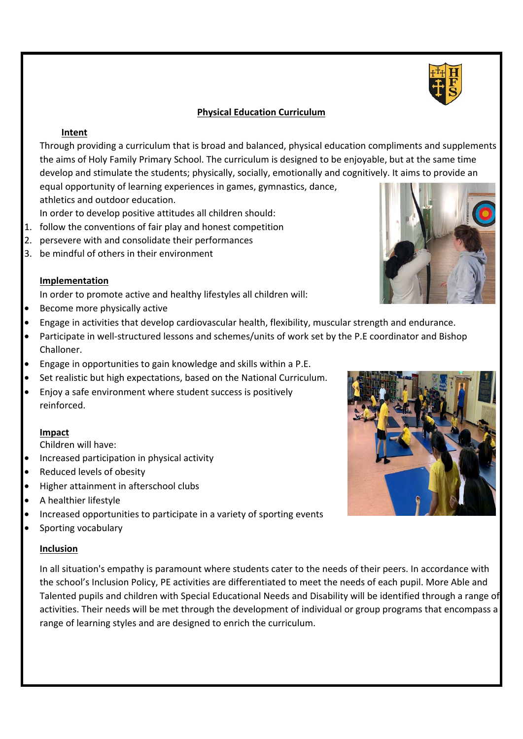## Physical Education Curriculum

### Intent

Through providing a curriculum that is broad and balanced, physical education compliments and supplements the aims of Holy Family Primary School. The curriculum is designed to be enjoyable, but at the same time develop and stimulate the students; physically, socially, emotionally and cognitively. It aims to provide an equal opportunity of learning experiences in games, gymnastics, dance, athletics and outdoor education.

In order to develop positive attitudes all children should:

1. follow the conventions of fair play and honest competition
2. persevere with and consolidate their performances
3. be mindful of others in their environment

### Implementation

In order to promote active and healthy lifestyles all children will:

- Become more physically active
- Engage in activities that develop cardiovascular health, flexibility, muscular strength and endurance.
- Participate in well-structured lessons and schemes/units of work set by the P.E coordinator and Bishop Challoner.
- Engage in opportunities to gain knowledge and skills within a P.E.
- Set realistic but high expectations, based on the National Curriculum.
- Enjoy a safe environment where student success is positively reinforced.

### Impact

Children will have:

- Increased participation in physical activity
- Reduced levels of obesity
- Higher attainment in afterschool clubs
- A healthier lifestyle
- Increased opportunities to participate in a variety of sporting events
- Sporting vocabulary

### Inclusion

In all situation's empathy is paramount where students cater to the needs of their peers. In accordance with the school's Inclusion Policy, PE activities are differentiated to meet the needs of each pupil. More Able and Talented pupils and children with Special Educational Needs and Disability will be identified through a range of activities. Their needs will be met through the development of individual or group programs that encompass a range of learning styles and are designed to enrich the curriculum.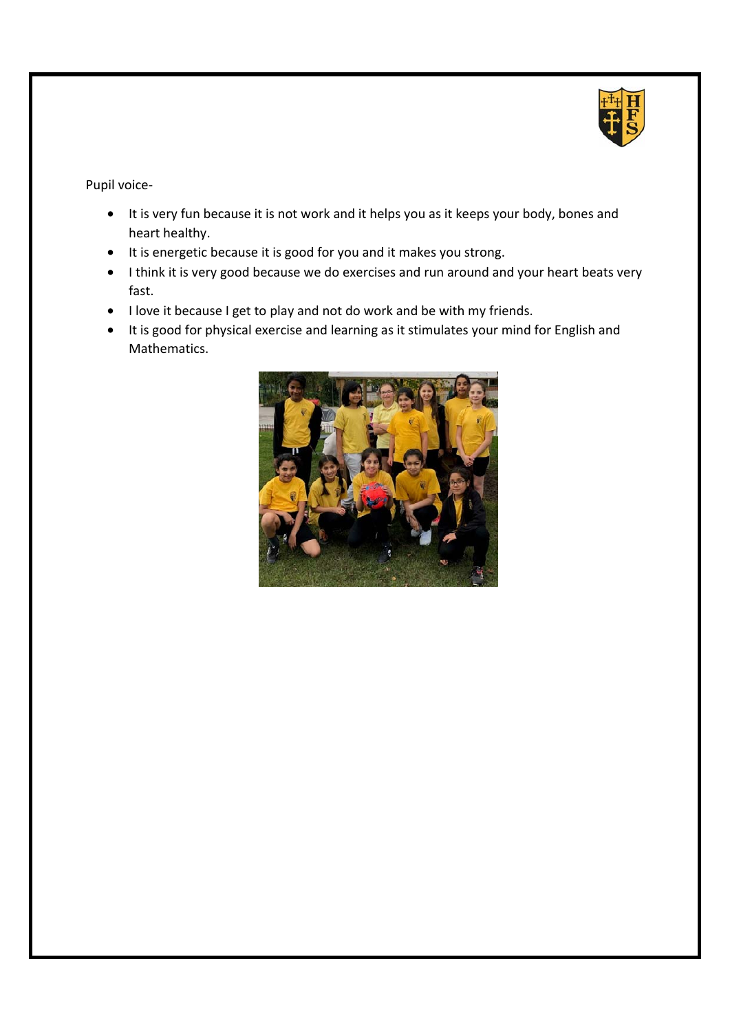Pupil voice-

- It is very fun because it is not work and it helps you as it keeps your body, bones and heart healthy.
- It is energetic because it is good for you and it makes you strong.
- I think it is very good because we do exercises and run around and your heart beats very fast.
- I love it because I get to play and not do work and be with my friends.
- It is good for physical exercise and learning as it stimulates your mind for English and Mathematics.